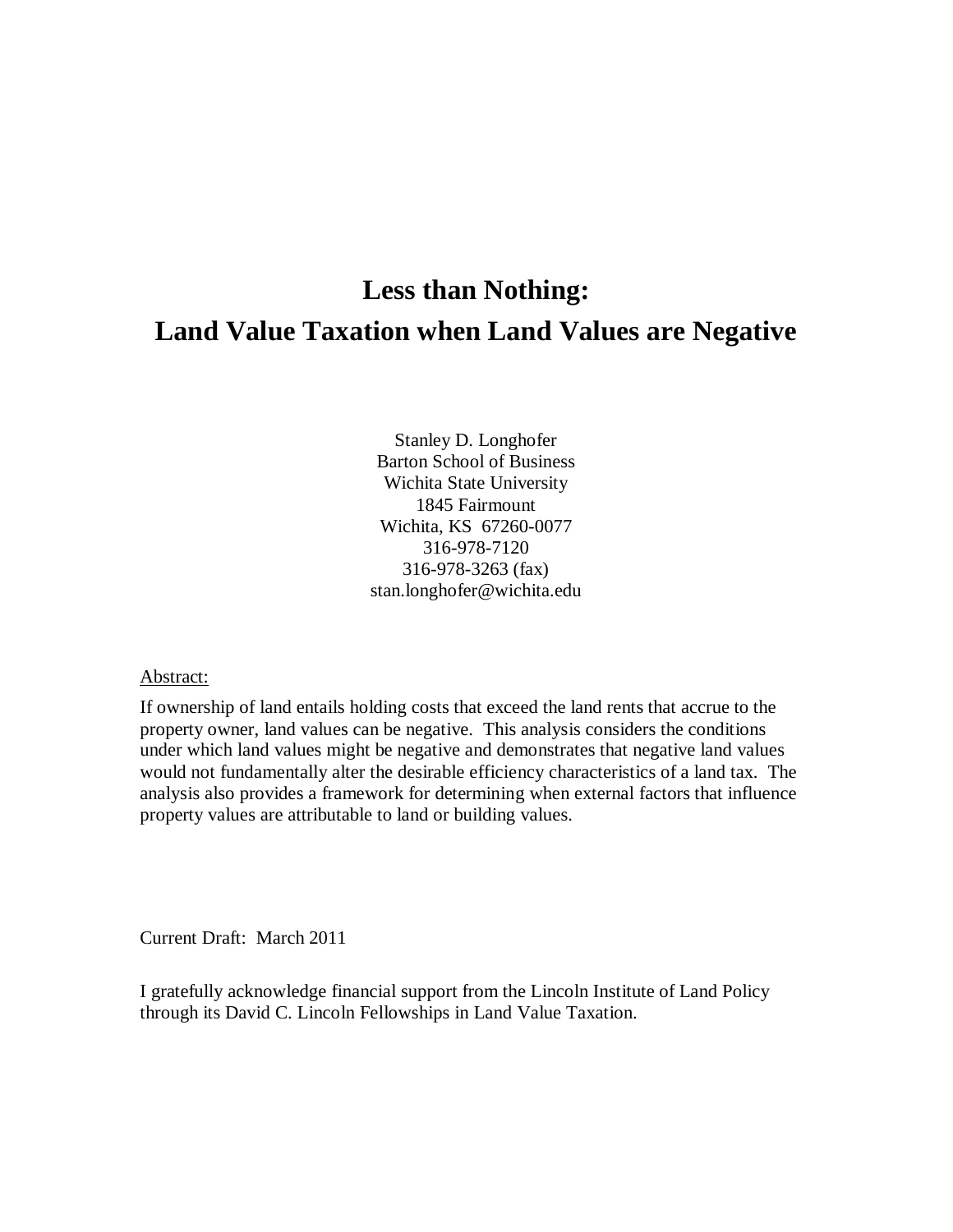# Less than Nothing:
# Land Value Taxation when Land Values are Negative

Stanley D. Longhofer
Barton School of Business
Wichita State University
1845 Fairmount
Wichita, KS 67260-0077
316-978-7120
316-978-3263 (fax)
stan.longhofer@wichita.edu

Abstract:

If ownership of land entails holding costs that exceed the land rents that accrue to the property owner, land values can be negative. This analysis considers the conditions under which land values might be negative and demonstrates that negative land values would not fundamentally alter the desirable efficiency characteristics of a land tax. The analysis also provides a framework for determining when external factors that influence property values are attributable to land or building values.

Current Draft: March 2011

I gratefully acknowledge financial support from the Lincoln Institute of Land Policy through its David C. Lincoln Fellowships in Land Value Taxation.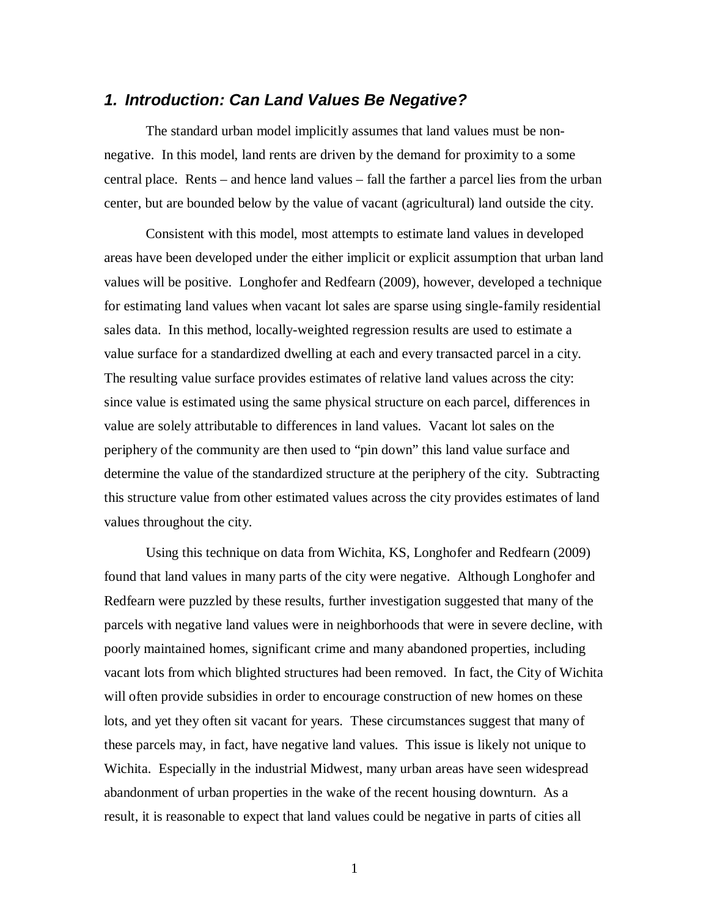## *1. Introduction: Can Land Values Be Negative?*

The standard urban model implicitly assumes that land values must be non-negative. In this model, land rents are driven by the demand for proximity to a some central place. Rents – and hence land values – fall the farther a parcel lies from the urban center, but are bounded below by the value of vacant (agricultural) land outside the city.

Consistent with this model, most attempts to estimate land values in developed areas have been developed under the either implicit or explicit assumption that urban land values will be positive. Longhofer and Redfearn (2009), however, developed a technique for estimating land values when vacant lot sales are sparse using single-family residential sales data. In this method, locally-weighted regression results are used to estimate a value surface for a standardized dwelling at each and every transacted parcel in a city. The resulting value surface provides estimates of relative land values across the city: since value is estimated using the same physical structure on each parcel, differences in value are solely attributable to differences in land values. Vacant lot sales on the periphery of the community are then used to "pin down" this land value surface and determine the value of the standardized structure at the periphery of the city. Subtracting this structure value from other estimated values across the city provides estimates of land values throughout the city.

Using this technique on data from Wichita, KS, Longhofer and Redfearn (2009) found that land values in many parts of the city were negative. Although Longhofer and Redfearn were puzzled by these results, further investigation suggested that many of the parcels with negative land values were in neighborhoods that were in severe decline, with poorly maintained homes, significant crime and many abandoned properties, including vacant lots from which blighted structures had been removed. In fact, the City of Wichita will often provide subsidies in order to encourage construction of new homes on these lots, and yet they often sit vacant for years. These circumstances suggest that many of these parcels may, in fact, have negative land values. This issue is likely not unique to Wichita. Especially in the industrial Midwest, many urban areas have seen widespread abandonment of urban properties in the wake of the recent housing downturn. As a result, it is reasonable to expect that land values could be negative in parts of cities all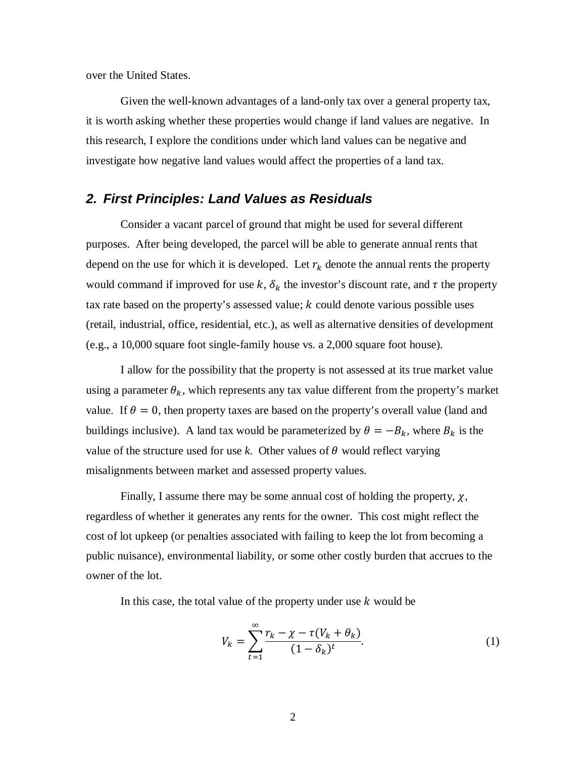over the United States.

Given the well-known advantages of a land-only tax over a general property tax, it is worth asking whether these properties would change if land values are negative. In this research, I explore the conditions under which land values can be negative and investigate how negative land values would affect the properties of a land tax.

## 2. First Principles: Land Values as Residuals

Consider a vacant parcel of ground that might be used for several different purposes. After being developed, the parcel will be able to generate annual rents that depend on the use for which it is developed. Let $r_k$ denote the annual rents the property would command if improved for use $k$, $\delta_k$ the investor's discount rate, and $\tau$ the property tax rate based on the property's assessed value; $k$ could denote various possible uses (retail, industrial, office, residential, etc.), as well as alternative densities of development (e.g., a 10,000 square foot single-family house vs. a 2,000 square foot house).

I allow for the possibility that the property is not assessed at its true market value using a parameter $\theta_k$, which represents any tax value different from the property's market value. If $\theta = 0$, then property taxes are based on the property's overall value (land and buildings inclusive). A land tax would be parameterized by $\theta = -B_k$, where $B_k$ is the value of the structure used for use $k$. Other values of $\theta$ would reflect varying misalignments between market and assessed property values.

Finally, I assume there may be some annual cost of holding the property, $\chi$, regardless of whether it generates any rents for the owner. This cost might reflect the cost of lot upkeep (or penalties associated with failing to keep the lot from becoming a public nuisance), environmental liability, or some other costly burden that accrues to the owner of the lot.

In this case, the total value of the property under use $k$ would be

$$V_k = \sum_{t=1}^{\infty} \frac{r_k - \chi - \tau(V_k + \theta_k)}{(1 - \delta_k)^t}. \tag{1}$$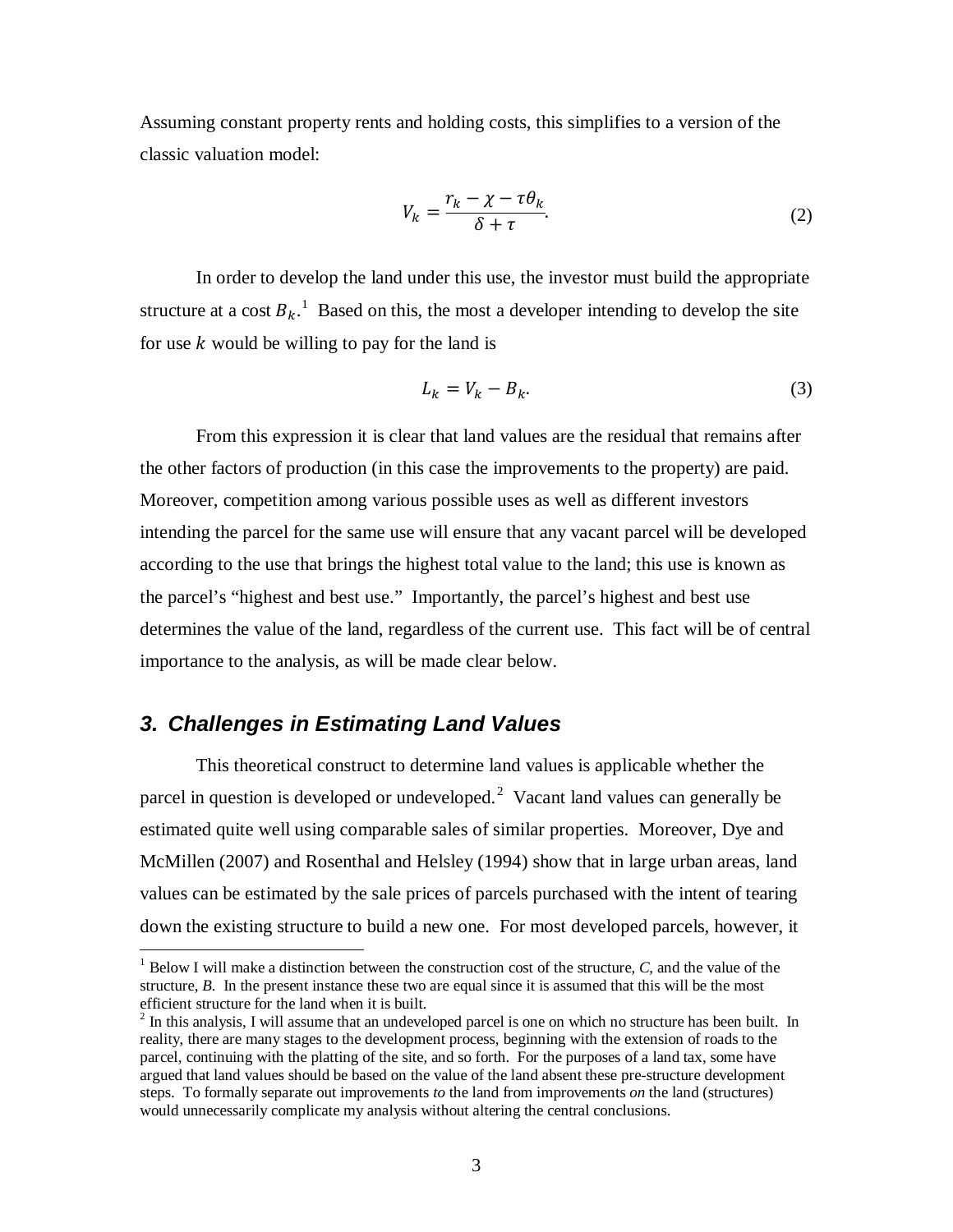Assuming constant property rents and holding costs, this simplifies to a version of the classic valuation model:

$$V_k = \frac{r_k - \chi - \tau\theta_k}{\delta + \tau}. \tag{2}$$

In order to develop the land under this use, the investor must build the appropriate structure at a cost $B_k$.[1] Based on this, the most a developer intending to develop the site for use $k$ would be willing to pay for the land is

$$L_k = V_k - B_k. \tag{3}$$

From this expression it is clear that land values are the residual that remains after the other factors of production (in this case the improvements to the property) are paid. Moreover, competition among various possible uses as well as different investors intending the parcel for the same use will ensure that any vacant parcel will be developed according to the use that brings the highest total value to the land; this use is known as the parcel's "highest and best use." Importantly, the parcel's highest and best use determines the value of the land, regardless of the current use. This fact will be of central importance to the analysis, as will be made clear below.

## 3. Challenges in Estimating Land Values

This theoretical construct to determine land values is applicable whether the parcel in question is developed or undeveloped.[2] Vacant land values can generally be estimated quite well using comparable sales of similar properties. Moreover, Dye and McMillen (2007) and Rosenthal and Helsley (1994) show that in large urban areas, land values can be estimated by the sale prices of parcels purchased with the intent of tearing down the existing structure to build a new one. For most developed parcels, however, it

---

[1] Below I will make a distinction between the construction cost of the structure, *C*, and the value of the structure, *B*. In the present instance these two are equal since it is assumed that this will be the most efficient structure for the land when it is built.

[2] In this analysis, I will assume that an undeveloped parcel is one on which no structure has been built. In reality, there are many stages to the development process, beginning with the extension of roads to the parcel, continuing with the platting of the site, and so forth. For the purposes of a land tax, some have argued that land values should be based on the value of the land absent these pre-structure development steps. To formally separate out improvements *to* the land from improvements *on* the land (structures) would unnecessarily complicate my analysis without altering the central conclusions.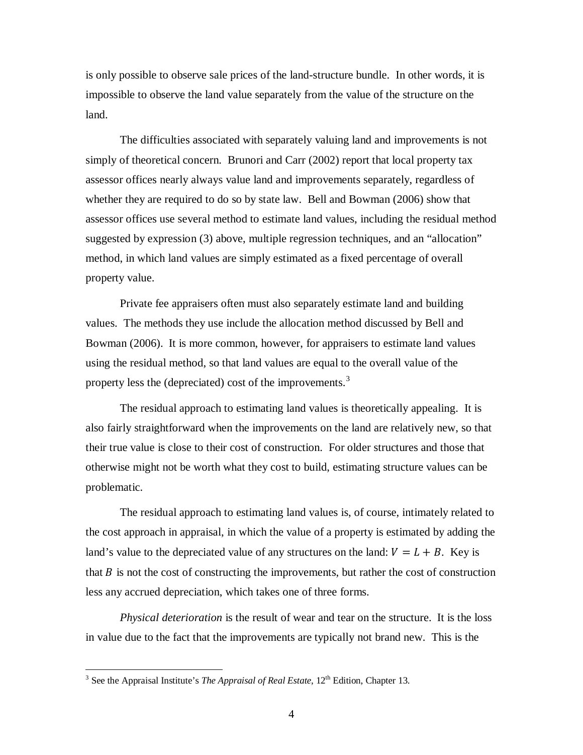is only possible to observe sale prices of the land-structure bundle. In other words, it is impossible to observe the land value separately from the value of the structure on the land.

The difficulties associated with separately valuing land and improvements is not simply of theoretical concern. Brunori and Carr (2002) report that local property tax assessor offices nearly always value land and improvements separately, regardless of whether they are required to do so by state law. Bell and Bowman (2006) show that assessor offices use several method to estimate land values, including the residual method suggested by expression (3) above, multiple regression techniques, and an "allocation" method, in which land values are simply estimated as a fixed percentage of overall property value.

Private fee appraisers often must also separately estimate land and building values. The methods they use include the allocation method discussed by Bell and Bowman (2006). It is more common, however, for appraisers to estimate land values using the residual method, so that land values are equal to the overall value of the property less the (depreciated) cost of the improvements.[3]

The residual approach to estimating land values is theoretically appealing. It is also fairly straightforward when the improvements on the land are relatively new, so that their true value is close to their cost of construction. For older structures and those that otherwise might not be worth what they cost to build, estimating structure values can be problematic.

The residual approach to estimating land values is, of course, intimately related to the cost approach in appraisal, in which the value of a property is estimated by adding the land's value to the depreciated value of any structures on the land: $V = L + B$. Key is that $B$ is not the cost of constructing the improvements, but rather the cost of construction less any accrued depreciation, which takes one of three forms.

*Physical deterioration* is the result of wear and tear on the structure. It is the loss in value due to the fact that the improvements are typically not brand new. This is the

[3] See the Appraisal Institute's *The Appraisal of Real Estate*, 12th Edition, Chapter 13.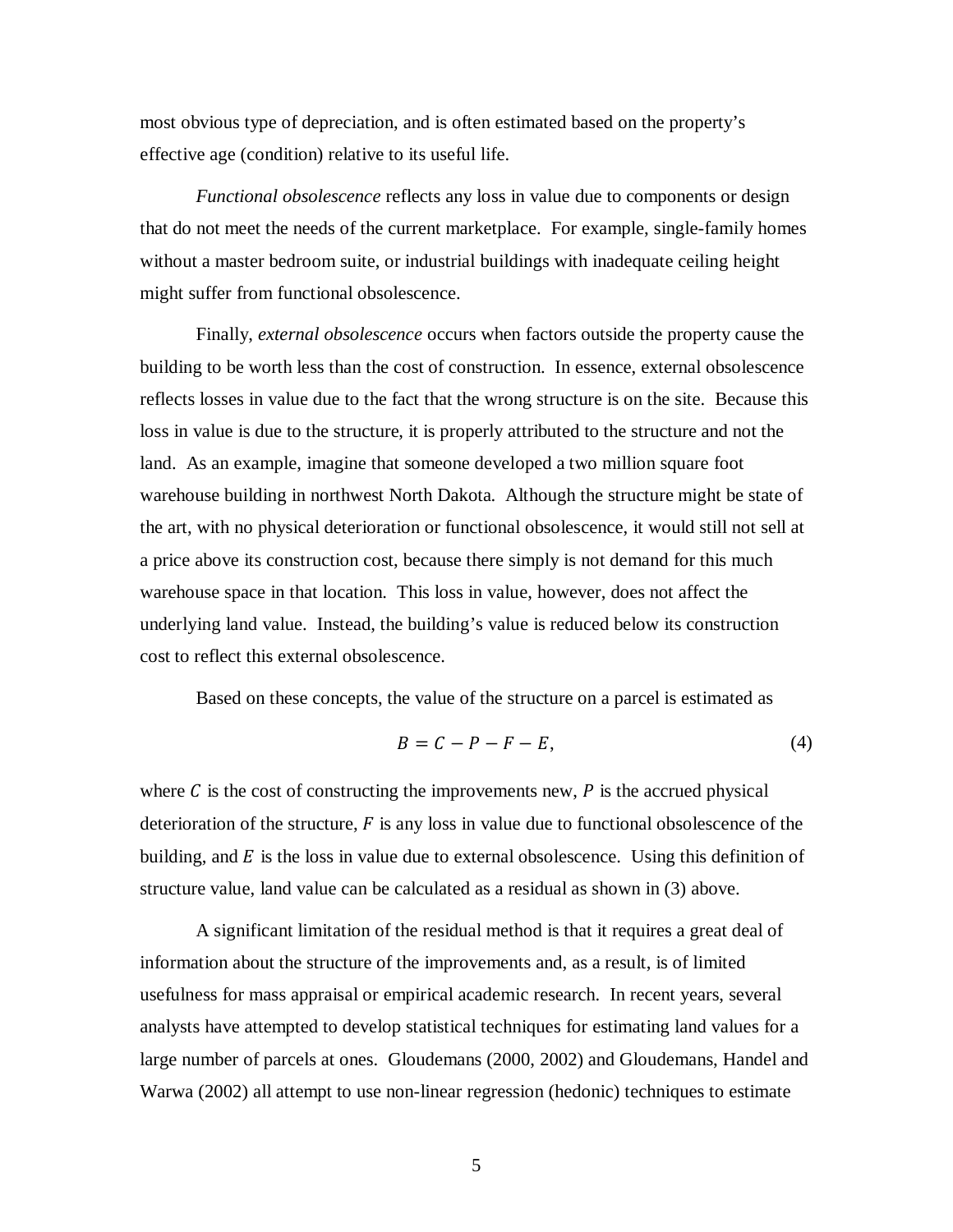most obvious type of depreciation, and is often estimated based on the property's effective age (condition) relative to its useful life.

*Functional obsolescence* reflects any loss in value due to components or design that do not meet the needs of the current marketplace. For example, single-family homes without a master bedroom suite, or industrial buildings with inadequate ceiling height might suffer from functional obsolescence.

Finally, *external obsolescence* occurs when factors outside the property cause the building to be worth less than the cost of construction. In essence, external obsolescence reflects losses in value due to the fact that the wrong structure is on the site. Because this loss in value is due to the structure, it is properly attributed to the structure and not the land. As an example, imagine that someone developed a two million square foot warehouse building in northwest North Dakota. Although the structure might be state of the art, with no physical deterioration or functional obsolescence, it would still not sell at a price above its construction cost, because there simply is not demand for this much warehouse space in that location. This loss in value, however, does not affect the underlying land value. Instead, the building's value is reduced below its construction cost to reflect this external obsolescence.

Based on these concepts, the value of the structure on a parcel is estimated as

$$B = C - P - F - E, \tag{4}$$

where $C$ is the cost of constructing the improvements new, $P$ is the accrued physical deterioration of the structure, $F$ is any loss in value due to functional obsolescence of the building, and $E$ is the loss in value due to external obsolescence. Using this definition of structure value, land value can be calculated as a residual as shown in (3) above.

A significant limitation of the residual method is that it requires a great deal of information about the structure of the improvements and, as a result, is of limited usefulness for mass appraisal or empirical academic research. In recent years, several analysts have attempted to develop statistical techniques for estimating land values for a large number of parcels at ones. Gloudemans (2000, 2002) and Gloudemans, Handel and Warwa (2002) all attempt to use non-linear regression (hedonic) techniques to estimate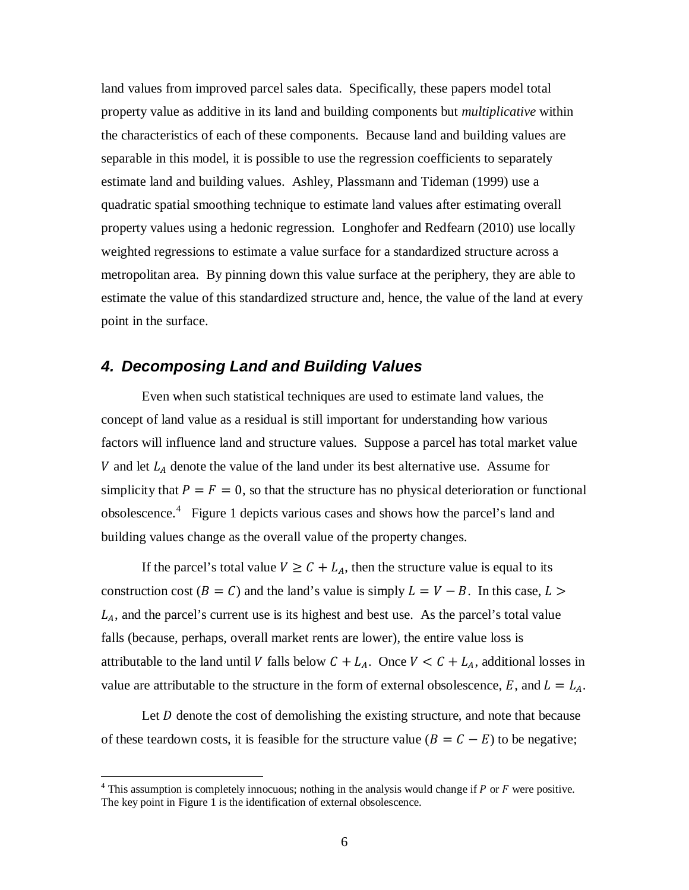land values from improved parcel sales data. Specifically, these papers model total property value as additive in its land and building components but *multiplicative* within the characteristics of each of these components. Because land and building values are separable in this model, it is possible to use the regression coefficients to separately estimate land and building values. Ashley, Plassmann and Tideman (1999) use a quadratic spatial smoothing technique to estimate land values after estimating overall property values using a hedonic regression. Longhofer and Redfearn (2010) use locally weighted regressions to estimate a value surface for a standardized structure across a metropolitan area. By pinning down this value surface at the periphery, they are able to estimate the value of this standardized structure and, hence, the value of the land at every point in the surface.

## 4. Decomposing Land and Building Values

Even when such statistical techniques are used to estimate land values, the concept of land value as a residual is still important for understanding how various factors will influence land and structure values. Suppose a parcel has total market value $V$ and let $L_A$ denote the value of the land under its best alternative use. Assume for simplicity that $P = F = 0$, so that the structure has no physical deterioration or functional obsolescence.[4] Figure 1 depicts various cases and shows how the parcel's land and building values change as the overall value of the property changes.

If the parcel's total value $V \geq C + L_A$, then the structure value is equal to its construction cost ($B = C$) and the land's value is simply $L = V - B$. In this case, $L > L_A$, and the parcel's current use is its highest and best use. As the parcel's total value falls (because, perhaps, overall market rents are lower), the entire value loss is attributable to the land until $V$ falls below $C + L_A$. Once $V < C + L_A$, additional losses in value are attributable to the structure in the form of external obsolescence, $E$, and $L = L_A$.

Let $D$ denote the cost of demolishing the existing structure, and note that because of these teardown costs, it is feasible for the structure value ($B = C - E$) to be negative;

[4] This assumption is completely innocuous; nothing in the analysis would change if $P$ or $F$ were positive. The key point in Figure 1 is the identification of external obsolescence.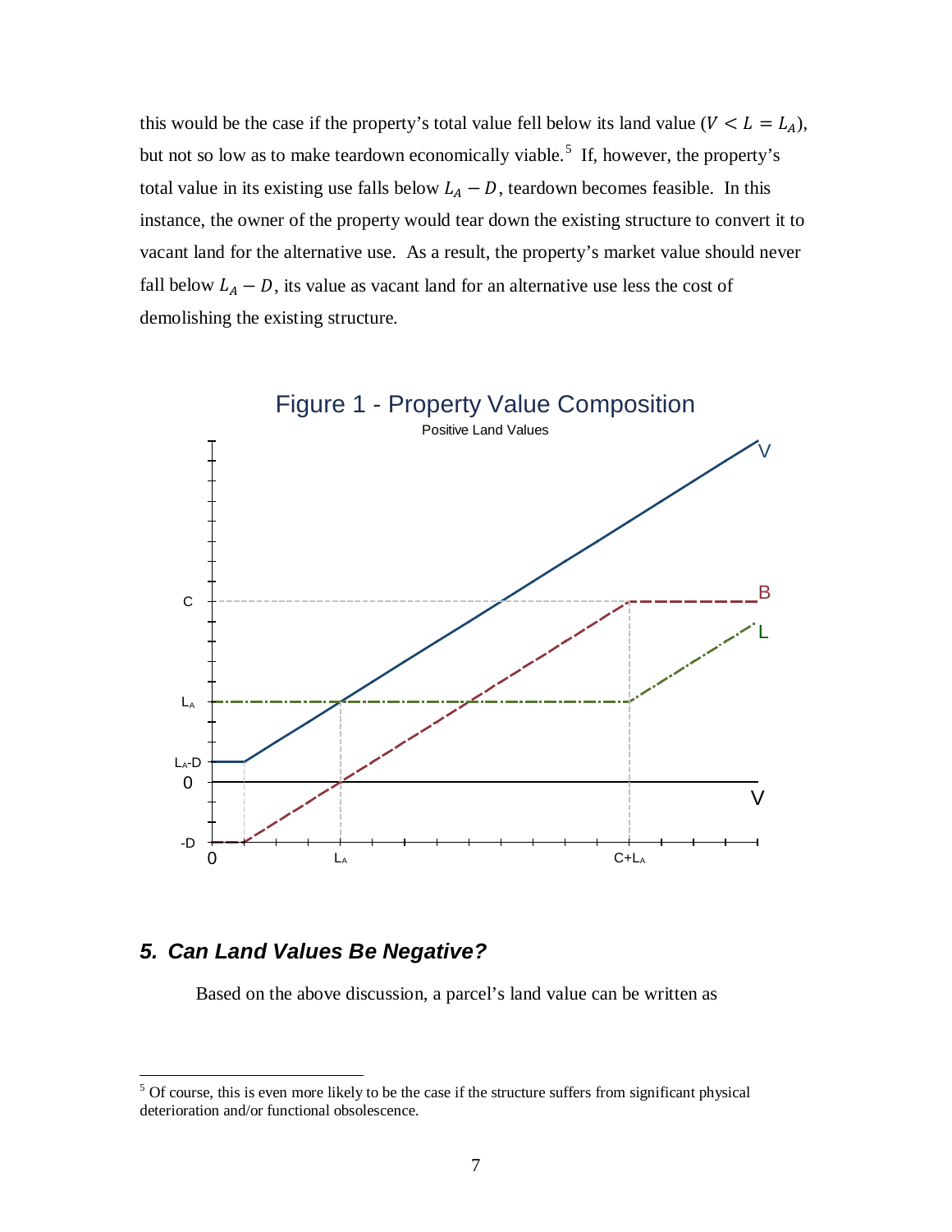this would be the case if the property's total value fell below its land value ($V < L = L_A$), but not so low as to make teardown economically viable.[5] If, however, the property's total value in its existing use falls below $L_A - D$, teardown becomes feasible. In this instance, the owner of the property would tear down the existing structure to convert it to vacant land for the alternative use. As a result, the property's market value should never fall below $L_A - D$, its value as vacant land for an alternative use less the cost of demolishing the existing structure.

Figure 1 - Property Value Composition

Positive Land Values

## 5. Can Land Values Be Negative?

Based on the above discussion, a parcel's land value can be written as

[5] Of course, this is even more likely to be the case if the structure suffers from significant physical deterioration and/or functional obsolescence.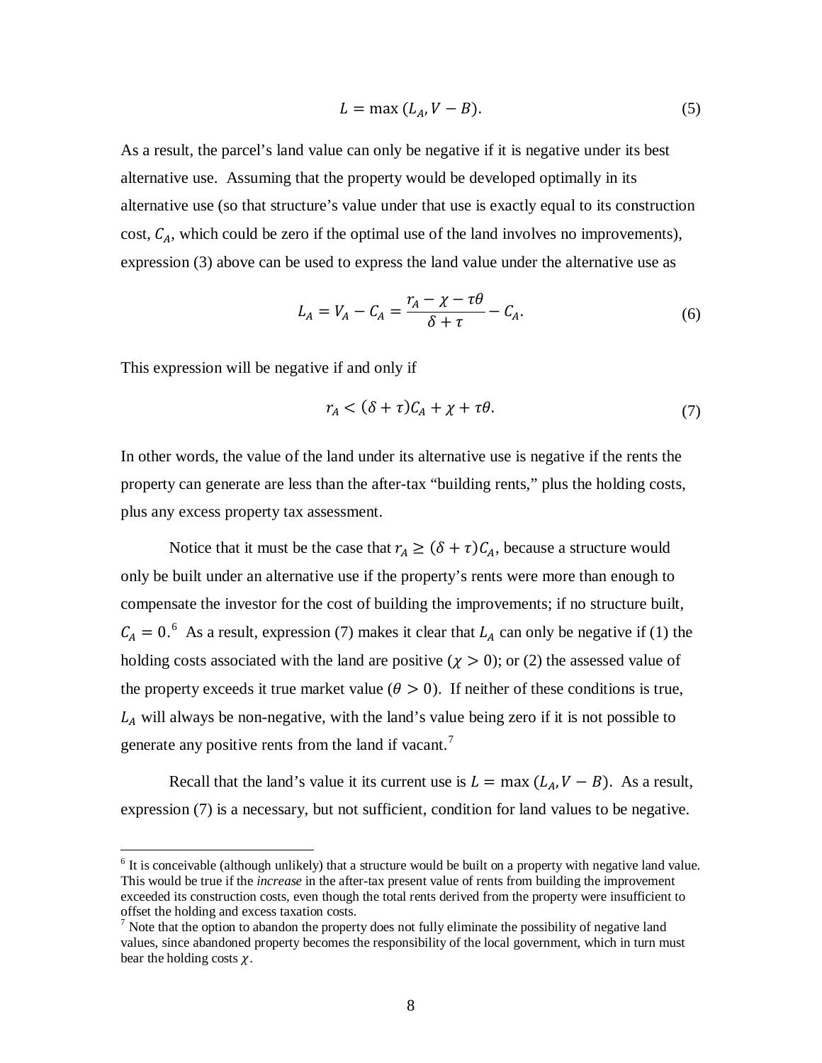$$L = \max(L_A, V - B). \tag{5}$$

As a result, the parcel's land value can only be negative if it is negative under its best alternative use. Assuming that the property would be developed optimally in its alternative use (so that structure's value under that use is exactly equal to its construction cost, $C_A$, which could be zero if the optimal use of the land involves no improvements), expression (3) above can be used to express the land value under the alternative use as

$$L_A = V_A - C_A = \frac{r_A - \chi - \tau\theta}{\delta + \tau} - C_A. \tag{6}$$

This expression will be negative if and only if

$$r_A < (\delta + \tau)C_A + \chi + \tau\theta. \tag{7}$$

In other words, the value of the land under its alternative use is negative if the rents the property can generate are less than the after-tax "building rents," plus the holding costs, plus any excess property tax assessment.

Notice that it must be the case that $r_A \geq (\delta + \tau)C_A$, because a structure would only be built under an alternative use if the property's rents were more than enough to compensate the investor for the cost of building the improvements; if no structure built, $C_A = 0$.[6] As a result, expression (7) makes it clear that $L_A$ can only be negative if (1) the holding costs associated with the land are positive ($\chi > 0$); or (2) the assessed value of the property exceeds it true market value ($\theta > 0$). If neither of these conditions is true, $L_A$ will always be non-negative, with the land's value being zero if it is not possible to generate any positive rents from the land if vacant.[7]

Recall that the land's value it its current use is $L = \max(L_A, V - B)$. As a result, expression (7) is a necessary, but not sufficient, condition for land values to be negative.

[6] It is conceivable (although unlikely) that a structure would be built on a property with negative land value. This would be true if the *increase* in the after-tax present value of rents from building the improvement exceeded its construction costs, even though the total rents derived from the property were insufficient to offset the holding and excess taxation costs.

[7] Note that the option to abandon the property does not fully eliminate the possibility of negative land values, since abandoned property becomes the responsibility of the local government, which in turn must bear the holding costs $\chi$.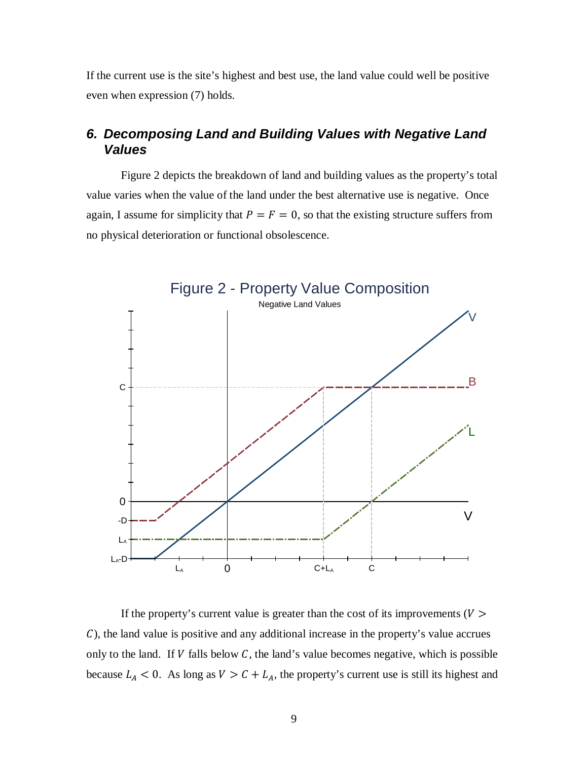If the current use is the site's highest and best use, the land value could well be positive even when expression (7) holds.

## 6. Decomposing Land and Building Values with Negative Land Values

Figure 2 depicts the breakdown of land and building values as the property's total value varies when the value of the land under the best alternative use is negative. Once again, I assume for simplicity that $P = F = 0$, so that the existing structure suffers from no physical deterioration or functional obsolescence.

If the property's current value is greater than the cost of its improvements ($V > C$), the land value is positive and any additional increase in the property's value accrues only to the land. If $V$ falls below $C$, the land's value becomes negative, which is possible because $L_A < 0$. As long as $V > C + L_A$, the property's current use is still its highest and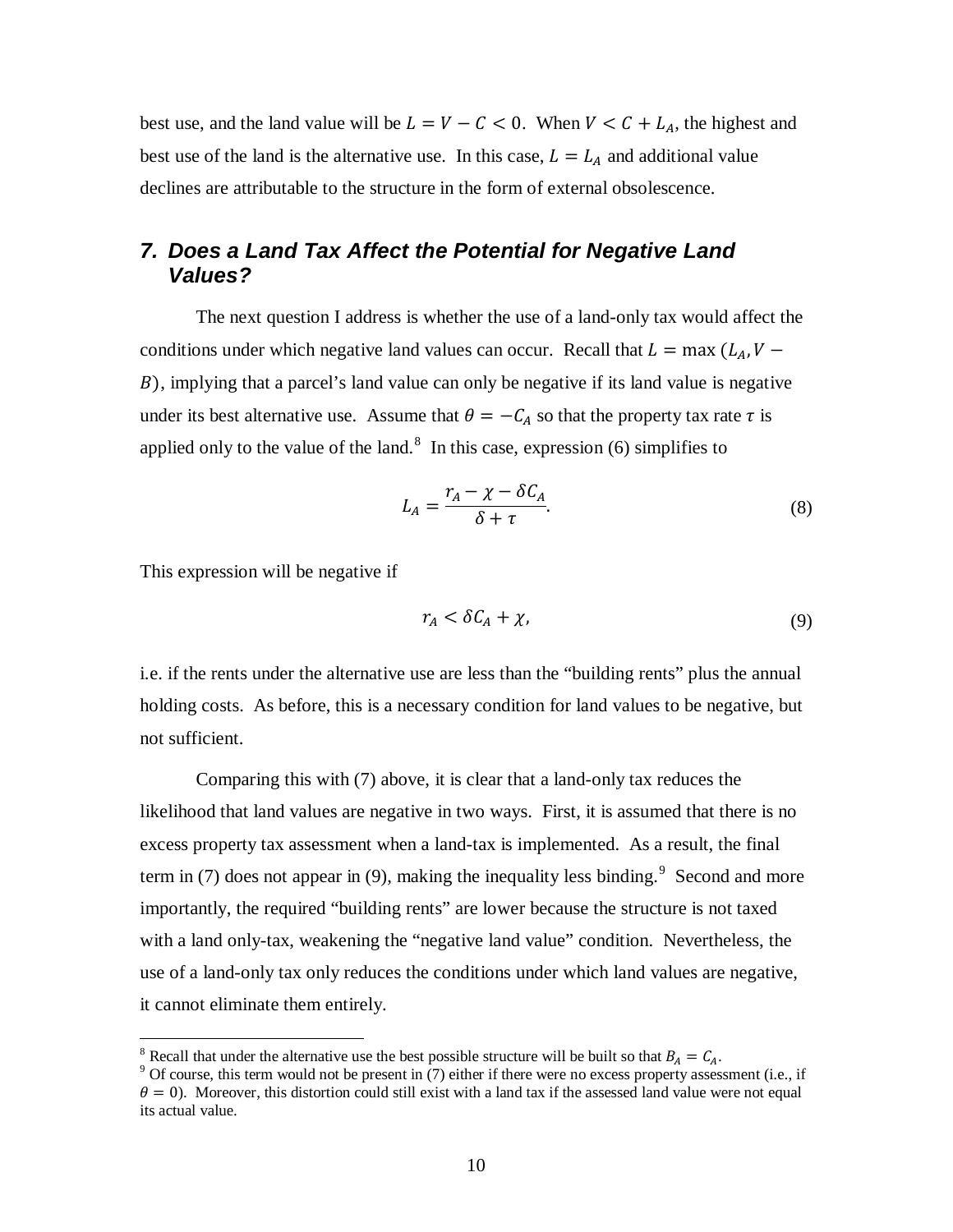best use, and the land value will be $L = V - C < 0$. When $V < C + L_A$, the highest and best use of the land is the alternative use. In this case, $L = L_A$ and additional value declines are attributable to the structure in the form of external obsolescence.

## *7. Does a Land Tax Affect the Potential for Negative Land Values?*

The next question I address is whether the use of a land-only tax would affect the conditions under which negative land values can occur. Recall that $L = \max(L_A, V - B)$, implying that a parcel's land value can only be negative if its land value is negative under its best alternative use. Assume that $\theta = -C_A$ so that the property tax rate $\tau$ is applied only to the value of the land.[8] In this case, expression (6) simplifies to

$$L_A = \frac{r_A - \chi - \delta C_A}{\delta + \tau}. \tag{8}$$

This expression will be negative if

$$r_A < \delta C_A + \chi, \tag{9}$$

i.e. if the rents under the alternative use are less than the "building rents" plus the annual holding costs. As before, this is a necessary condition for land values to be negative, but not sufficient.

Comparing this with (7) above, it is clear that a land-only tax reduces the likelihood that land values are negative in two ways. First, it is assumed that there is no excess property tax assessment when a land-tax is implemented. As a result, the final term in (7) does not appear in (9), making the inequality less binding.[9] Second and more importantly, the required "building rents" are lower because the structure is not taxed with a land only-tax, weakening the "negative land value" condition. Nevertheless, the use of a land-only tax only reduces the conditions under which land values are negative, it cannot eliminate them entirely.

---

[8] Recall that under the alternative use the best possible structure will be built so that $B_A = C_A$.

[9] Of course, this term would not be present in (7) either if there were no excess property assessment (i.e., if $\theta = 0$). Moreover, this distortion could still exist with a land tax if the assessed land value were not equal its actual value.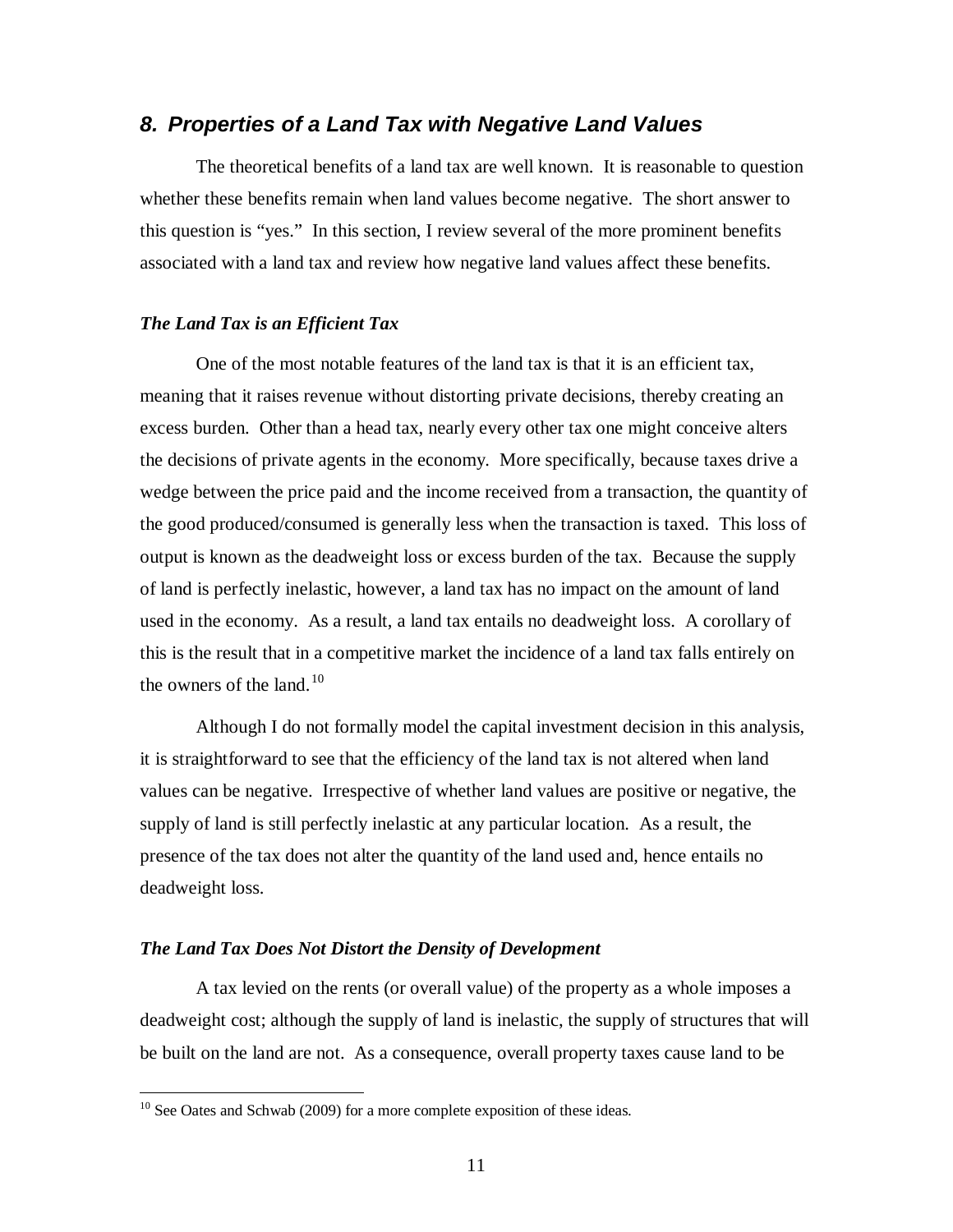## 8. Properties of a Land Tax with Negative Land Values

The theoretical benefits of a land tax are well known. It is reasonable to question whether these benefits remain when land values become negative. The short answer to this question is "yes." In this section, I review several of the more prominent benefits associated with a land tax and review how negative land values affect these benefits.

### *The Land Tax is an Efficient Tax*

One of the most notable features of the land tax is that it is an efficient tax, meaning that it raises revenue without distorting private decisions, thereby creating an excess burden. Other than a head tax, nearly every other tax one might conceive alters the decisions of private agents in the economy. More specifically, because taxes drive a wedge between the price paid and the income received from a transaction, the quantity of the good produced/consumed is generally less when the transaction is taxed. This loss of output is known as the deadweight loss or excess burden of the tax. Because the supply of land is perfectly inelastic, however, a land tax has no impact on the amount of land used in the economy. As a result, a land tax entails no deadweight loss. A corollary of this is the result that in a competitive market the incidence of a land tax falls entirely on the owners of the land.[10]

Although I do not formally model the capital investment decision in this analysis, it is straightforward to see that the efficiency of the land tax is not altered when land values can be negative. Irrespective of whether land values are positive or negative, the supply of land is still perfectly inelastic at any particular location. As a result, the presence of the tax does not alter the quantity of the land used and, hence entails no deadweight loss.

### *The Land Tax Does Not Distort the Density of Development*

A tax levied on the rents (or overall value) of the property as a whole imposes a deadweight cost; although the supply of land is inelastic, the supply of structures that will be built on the land are not. As a consequence, overall property taxes cause land to be

---

[10] See Oates and Schwab (2009) for a more complete exposition of these ideas.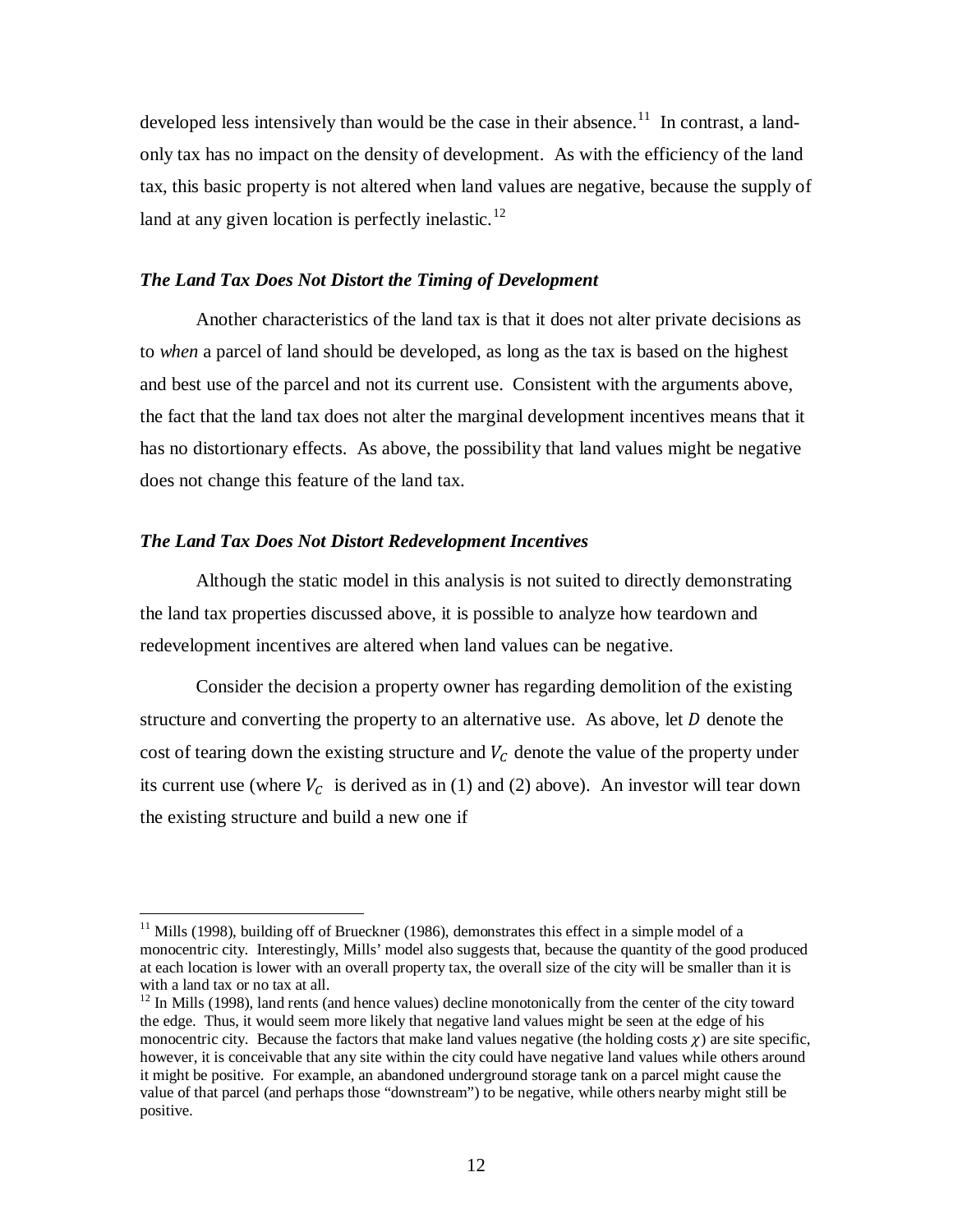developed less intensively than would be the case in their absence.[11] In contrast, a land-only tax has no impact on the density of development. As with the efficiency of the land tax, this basic property is not altered when land values are negative, because the supply of land at any given location is perfectly inelastic.[12]

### *The Land Tax Does Not Distort the Timing of Development*

Another characteristics of the land tax is that it does not alter private decisions as to *when* a parcel of land should be developed, as long as the tax is based on the highest and best use of the parcel and not its current use. Consistent with the arguments above, the fact that the land tax does not alter the marginal development incentives means that it has no distortionary effects. As above, the possibility that land values might be negative does not change this feature of the land tax.

### *The Land Tax Does Not Distort Redevelopment Incentives*

Although the static model in this analysis is not suited to directly demonstrating the land tax properties discussed above, it is possible to analyze how teardown and redevelopment incentives are altered when land values can be negative.

Consider the decision a property owner has regarding demolition of the existing structure and converting the property to an alternative use. As above, let $D$ denote the cost of tearing down the existing structure and $V_C$ denote the value of the property under its current use (where $V_C$ is derived as in (1) and (2) above). An investor will tear down the existing structure and build a new one if

---

[11] Mills (1998), building off of Brueckner (1986), demonstrates this effect in a simple model of a monocentric city. Interestingly, Mills' model also suggests that, because the quantity of the good produced at each location is lower with an overall property tax, the overall size of the city will be smaller than it is with a land tax or no tax at all.

[12] In Mills (1998), land rents (and hence values) decline monotonically from the center of the city toward the edge. Thus, it would seem more likely that negative land values might be seen at the edge of his monocentric city. Because the factors that make land values negative (the holding costs $\chi$) are site specific, however, it is conceivable that any site within the city could have negative land values while others around it might be positive. For example, an abandoned underground storage tank on a parcel might cause the value of that parcel (and perhaps those "downstream") to be negative, while others nearby might still be positive.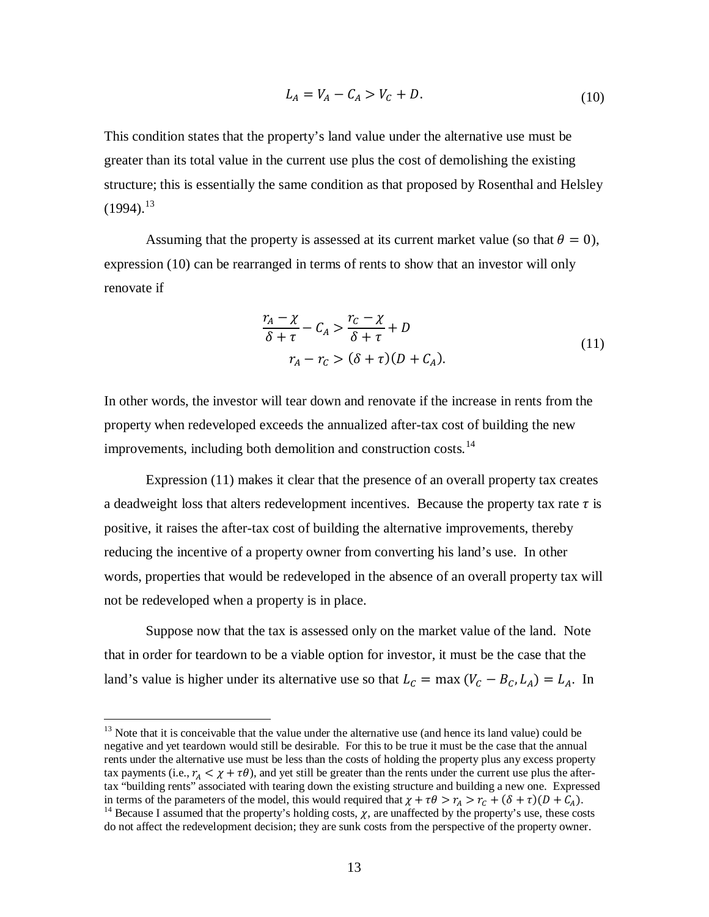$$L_A = V_A - C_A > V_C + D. \tag{10}$$

This condition states that the property's land value under the alternative use must be greater than its total value in the current use plus the cost of demolishing the existing structure; this is essentially the same condition as that proposed by Rosenthal and Helsley (1994).[13]

Assuming that the property is assessed at its current market value (so that $\theta = 0$), expression (10) can be rearranged in terms of rents to show that an investor will only renovate if

$$\begin{gathered} \frac{r_A - \chi}{\delta + \tau} - C_A > \frac{r_C - \chi}{\delta + \tau} + D \\ r_A - r_C > (\delta + \tau)(D + C_A). \end{gathered} \tag{11}$$

In other words, the investor will tear down and renovate if the increase in rents from the property when redeveloped exceeds the annualized after-tax cost of building the new improvements, including both demolition and construction costs.[14]

Expression (11) makes it clear that the presence of an overall property tax creates a deadweight loss that alters redevelopment incentives. Because the property tax rate $\tau$ is positive, it raises the after-tax cost of building the alternative improvements, thereby reducing the incentive of a property owner from converting his land's use. In other words, properties that would be redeveloped in the absence of an overall property tax will not be redeveloped when a property is in place.

Suppose now that the tax is assessed only on the market value of the land. Note that in order for teardown to be a viable option for investor, it must be the case that the land's value is higher under its alternative use so that $L_C = \max(V_C - B_C, L_A) = L_A$. In

[13] Note that it is conceivable that the value under the alternative use (and hence its land value) could be negative and yet teardown would still be desirable. For this to be true it must be the case that the annual rents under the alternative use must be less than the costs of holding the property plus any excess property tax payments (i.e., $r_A < \chi + \tau\theta$), and yet still be greater than the rents under the current use plus the after-tax "building rents" associated with tearing down the existing structure and building a new one. Expressed in terms of the parameters of the model, this would required that $\chi + \tau\theta > r_A > r_C + (\delta + \tau)(D + C_A)$.

[14] Because I assumed that the property's holding costs, $\chi$, are unaffected by the property's use, these costs do not affect the redevelopment decision; they are sunk costs from the perspective of the property owner.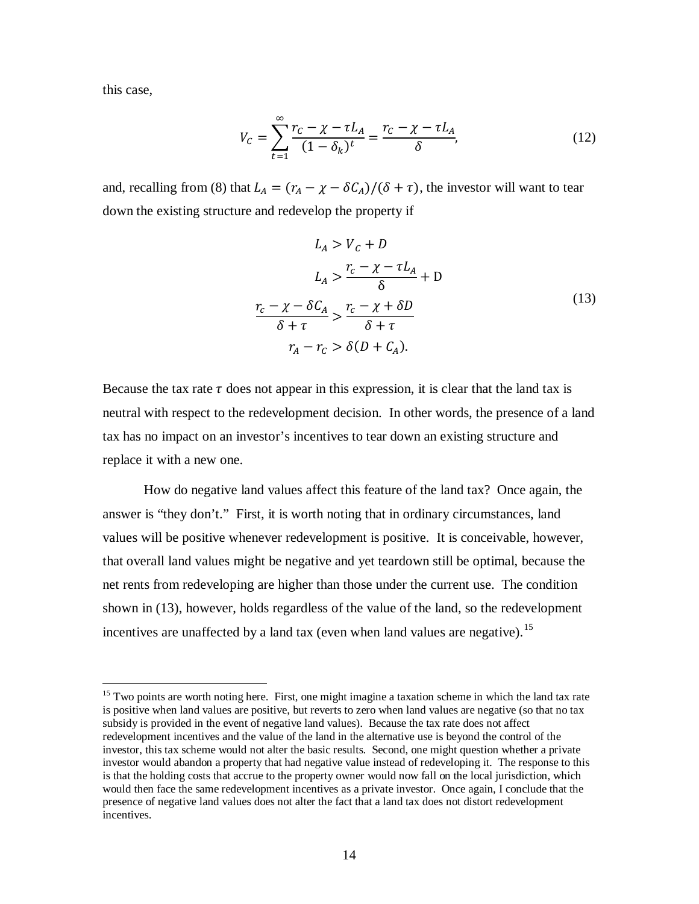this case,

$$V_C = \sum_{t=1}^{\infty} \frac{r_C - \chi - \tau L_A}{(1-\delta_k)^t} = \frac{r_C - \chi - \tau L_A}{\delta}, \tag{12}$$

and, recalling from (8) that $L_A = (r_A - \chi - \delta C_A)/(\delta + \tau)$, the investor will want to tear down the existing structure and redevelop the property if

$$\begin{aligned} L_A &> V_C + D \\ L_A &> \frac{r_c - \chi - \tau L_A}{\delta} + \mathrm{D} \\ \frac{r_c - \chi - \delta C_A}{\delta + \tau} &> \frac{r_c - \chi + \delta D}{\delta + \tau} \\ r_A - r_C &> \delta(D + C_A). \end{aligned} \tag{13}$$

Because the tax rate $\tau$ does not appear in this expression, it is clear that the land tax is neutral with respect to the redevelopment decision. In other words, the presence of a land tax has no impact on an investor's incentives to tear down an existing structure and replace it with a new one.

How do negative land values affect this feature of the land tax? Once again, the answer is "they don't." First, it is worth noting that in ordinary circumstances, land values will be positive whenever redevelopment is positive. It is conceivable, however, that overall land values might be negative and yet teardown still be optimal, because the net rents from redeveloping are higher than those under the current use. The condition shown in (13), however, holds regardless of the value of the land, so the redevelopment incentives are unaffected by a land tax (even when land values are negative).[15]

---

[15] Two points are worth noting here. First, one might imagine a taxation scheme in which the land tax rate is positive when land values are positive, but reverts to zero when land values are negative (so that no tax subsidy is provided in the event of negative land values). Because the tax rate does not affect redevelopment incentives and the value of the land in the alternative use is beyond the control of the investor, this tax scheme would not alter the basic results. Second, one might question whether a private investor would abandon a property that had negative value instead of redeveloping it. The response to this is that the holding costs that accrue to the property owner would now fall on the local jurisdiction, which would then face the same redevelopment incentives as a private investor. Once again, I conclude that the presence of negative land values does not alter the fact that a land tax does not distort redevelopment incentives.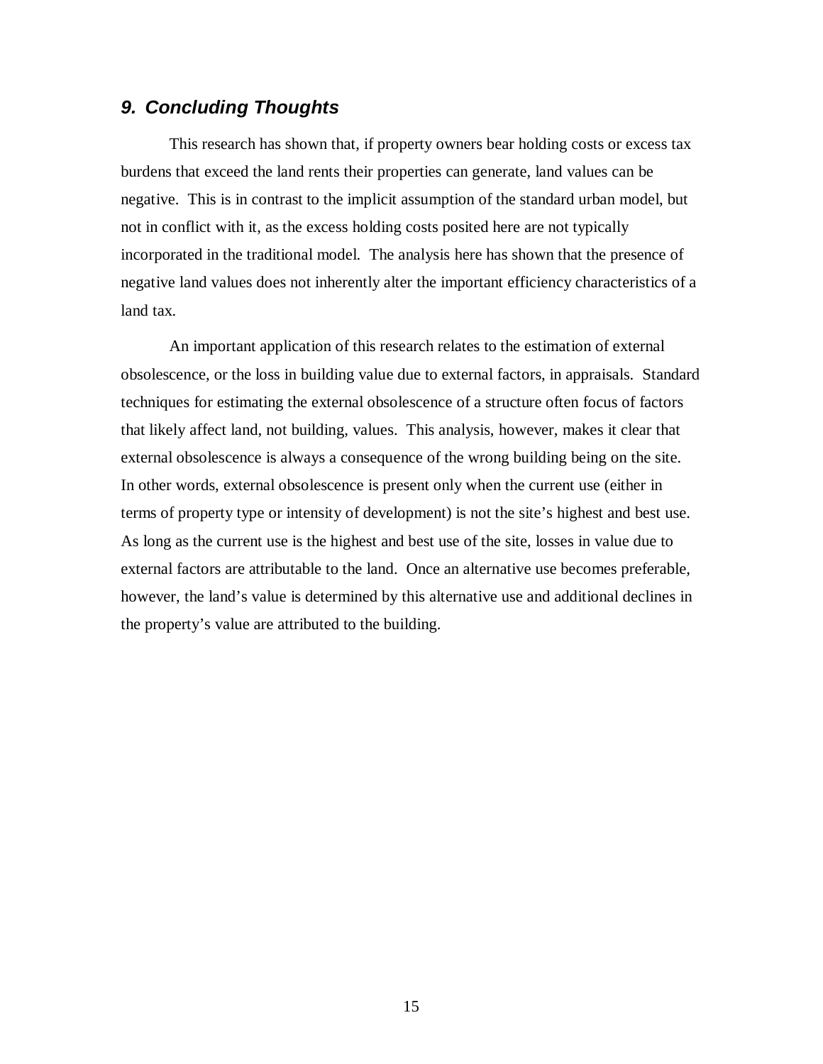## *9. Concluding Thoughts*

This research has shown that, if property owners bear holding costs or excess tax burdens that exceed the land rents their properties can generate, land values can be negative. This is in contrast to the implicit assumption of the standard urban model, but not in conflict with it, as the excess holding costs posited here are not typically incorporated in the traditional model. The analysis here has shown that the presence of negative land values does not inherently alter the important efficiency characteristics of a land tax.

An important application of this research relates to the estimation of external obsolescence, or the loss in building value due to external factors, in appraisals. Standard techniques for estimating the external obsolescence of a structure often focus of factors that likely affect land, not building, values. This analysis, however, makes it clear that external obsolescence is always a consequence of the wrong building being on the site. In other words, external obsolescence is present only when the current use (either in terms of property type or intensity of development) is not the site's highest and best use. As long as the current use is the highest and best use of the site, losses in value due to external factors are attributable to the land. Once an alternative use becomes preferable, however, the land's value is determined by this alternative use and additional declines in the property's value are attributed to the building.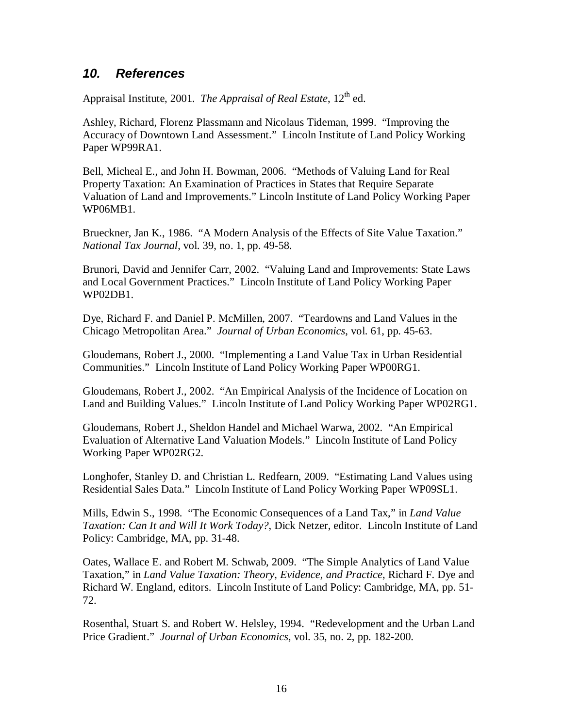## *10. References*

Appraisal Institute, 2001. *The Appraisal of Real Estate*, 12th ed.

Ashley, Richard, Florenz Plassmann and Nicolaus Tideman, 1999. "Improving the Accuracy of Downtown Land Assessment." Lincoln Institute of Land Policy Working Paper WP99RA1.

Bell, Micheal E., and John H. Bowman, 2006. "Methods of Valuing Land for Real Property Taxation: An Examination of Practices in States that Require Separate Valuation of Land and Improvements." Lincoln Institute of Land Policy Working Paper WP06MB1.

Brueckner, Jan K., 1986. "A Modern Analysis of the Effects of Site Value Taxation." *National Tax Journal*, vol. 39, no. 1, pp. 49-58.

Brunori, David and Jennifer Carr, 2002. "Valuing Land and Improvements: State Laws and Local Government Practices." Lincoln Institute of Land Policy Working Paper WP02DB1.

Dye, Richard F. and Daniel P. McMillen, 2007. "Teardowns and Land Values in the Chicago Metropolitan Area." *Journal of Urban Economics*, vol. 61, pp. 45-63.

Gloudemans, Robert J., 2000. "Implementing a Land Value Tax in Urban Residential Communities." Lincoln Institute of Land Policy Working Paper WP00RG1.

Gloudemans, Robert J., 2002. "An Empirical Analysis of the Incidence of Location on Land and Building Values." Lincoln Institute of Land Policy Working Paper WP02RG1.

Gloudemans, Robert J., Sheldon Handel and Michael Warwa, 2002. "An Empirical Evaluation of Alternative Land Valuation Models." Lincoln Institute of Land Policy Working Paper WP02RG2.

Longhofer, Stanley D. and Christian L. Redfearn, 2009. "Estimating Land Values using Residential Sales Data." Lincoln Institute of Land Policy Working Paper WP09SL1.

Mills, Edwin S., 1998. "The Economic Consequences of a Land Tax," in *Land Value Taxation: Can It and Will It Work Today?*, Dick Netzer, editor. Lincoln Institute of Land Policy: Cambridge, MA, pp. 31-48.

Oates, Wallace E. and Robert M. Schwab, 2009. "The Simple Analytics of Land Value Taxation," in *Land Value Taxation: Theory, Evidence, and Practice*, Richard F. Dye and Richard W. England, editors. Lincoln Institute of Land Policy: Cambridge, MA, pp. 51-72.

Rosenthal, Stuart S. and Robert W. Helsley, 1994. "Redevelopment and the Urban Land Price Gradient." *Journal of Urban Economics*, vol. 35, no. 2, pp. 182-200.